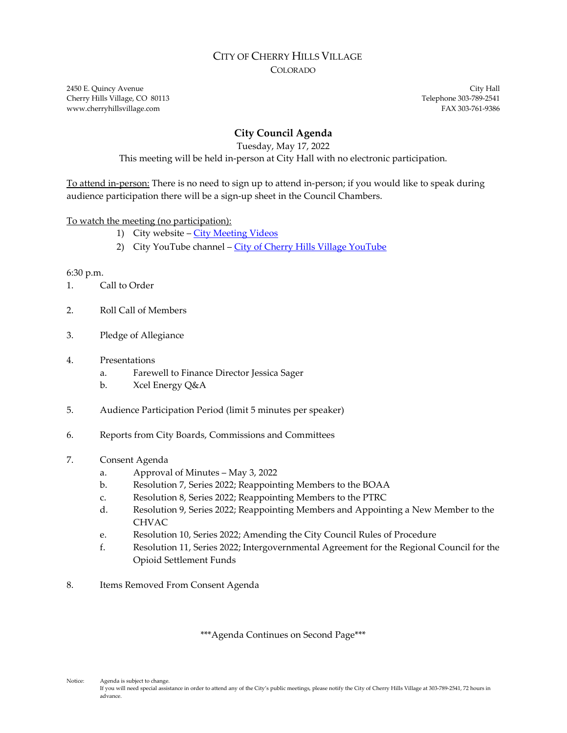# CITY OF CHERRY HILLS VILLAGE

COLORADO

2450 E. Quincy Avenue
Cherry Hills Village, CO 80113
www.cherryhillsvillage.com

City Hall
Telephone 303-789-2541
FAX 303-761-9386

## City Council Agenda

Tuesday, May 17, 2022

This meeting will be held in-person at City Hall with no electronic participation.

To attend in-person: There is no need to sign up to attend in-person; if you would like to speak during audience participation there will be a sign-up sheet in the Council Chambers.

To watch the meeting (no participation):

1) City website – City Meeting Videos
2) City YouTube channel – City of Cherry Hills Village YouTube

6:30 p.m.

1. Call to Order

2. Roll Call of Members

3. Pledge of Allegiance

4. Presentations
   a. Farewell to Finance Director Jessica Sager
   b. Xcel Energy Q&A

5. Audience Participation Period (limit 5 minutes per speaker)

6. Reports from City Boards, Commissions and Committees

7. Consent Agenda
   a. Approval of Minutes – May 3, 2022
   b. Resolution 7, Series 2022; Reappointing Members to the BOAA
   c. Resolution 8, Series 2022; Reappointing Members to the PTRC
   d. Resolution 9, Series 2022; Reappointing Members and Appointing a New Member to the CHVAC
   e. Resolution 10, Series 2022; Amending the City Council Rules of Procedure
   f. Resolution 11, Series 2022; Intergovernmental Agreement for the Regional Council for the Opioid Settlement Funds

8. Items Removed From Consent Agenda

\*\*\*Agenda Continues on Second Page\*\*\*

Notice: Agenda is subject to change.
If you will need special assistance in order to attend any of the City's public meetings, please notify the City of Cherry Hills Village at 303-789-2541, 72 hours in advance.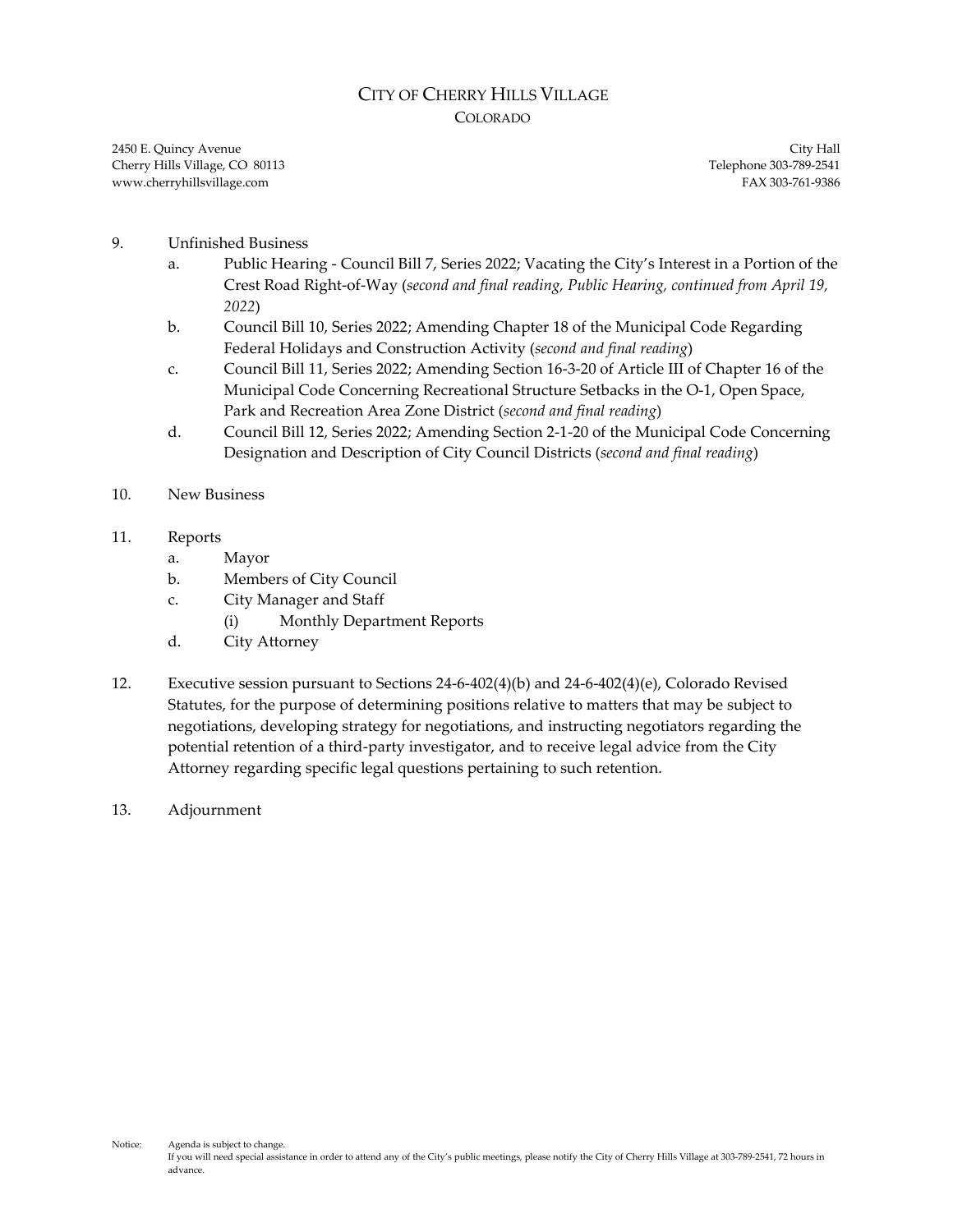# CITY OF CHERRY HILLS VILLAGE
## COLORADO

2450 E. Quincy Avenue
Cherry Hills Village, CO 80113
www.cherryhillsvillage.com

City Hall
Telephone 303-789-2541
FAX 303-761-9386

9. Unfinished Business
   a. Public Hearing - Council Bill 7, Series 2022; Vacating the City's Interest in a Portion of the Crest Road Right-of-Way (*second and final reading, Public Hearing, continued from April 19, 2022*)
   b. Council Bill 10, Series 2022; Amending Chapter 18 of the Municipal Code Regarding Federal Holidays and Construction Activity (*second and final reading*)
   c. Council Bill 11, Series 2022; Amending Section 16-3-20 of Article III of Chapter 16 of the Municipal Code Concerning Recreational Structure Setbacks in the O-1, Open Space, Park and Recreation Area Zone District (*second and final reading*)
   d. Council Bill 12, Series 2022; Amending Section 2-1-20 of the Municipal Code Concerning Designation and Description of City Council Districts (*second and final reading*)

10. New Business

11. Reports
    a. Mayor
    b. Members of City Council
    c. City Manager and Staff
       (i) Monthly Department Reports
    d. City Attorney

12. Executive session pursuant to Sections 24-6-402(4)(b) and 24-6-402(4)(e), Colorado Revised Statutes, for the purpose of determining positions relative to matters that may be subject to negotiations, developing strategy for negotiations, and instructing negotiators regarding the potential retention of a third-party investigator, and to receive legal advice from the City Attorney regarding specific legal questions pertaining to such retention.

13. Adjournment

Notice: Agenda is subject to change.
If you will need special assistance in order to attend any of the City's public meetings, please notify the City of Cherry Hills Village at 303-789-2541, 72 hours in advance.